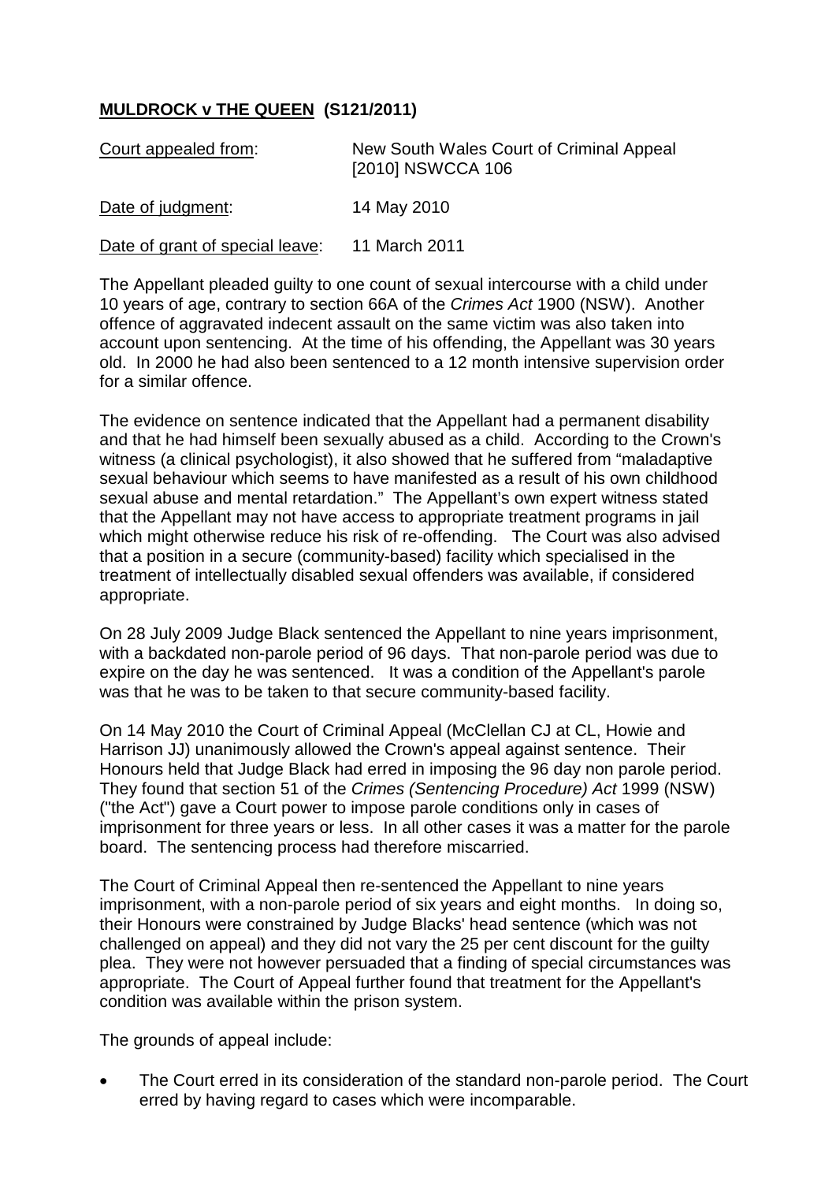**MULDROCK v THE QUEEN (S121/2011)**

| Court appealed from: | New South Wales Court of Criminal Appeal [2010] NSWCCA 106 |
|---|---|
| Date of judgment: | 14 May 2010 |
| Date of grant of special leave: | 11 March 2011 |

The Appellant pleaded guilty to one count of sexual intercourse with a child under 10 years of age, contrary to section 66A of the *Crimes Act* 1900 (NSW). Another offence of aggravated indecent assault on the same victim was also taken into account upon sentencing. At the time of his offending, the Appellant was 30 years old. In 2000 he had also been sentenced to a 12 month intensive supervision order for a similar offence.

The evidence on sentence indicated that the Appellant had a permanent disability and that he had himself been sexually abused as a child. According to the Crown's witness (a clinical psychologist), it also showed that he suffered from "maladaptive sexual behaviour which seems to have manifested as a result of his own childhood sexual abuse and mental retardation." The Appellant's own expert witness stated that the Appellant may not have access to appropriate treatment programs in jail which might otherwise reduce his risk of re-offending. The Court was also advised that a position in a secure (community-based) facility which specialised in the treatment of intellectually disabled sexual offenders was available, if considered appropriate.

On 28 July 2009 Judge Black sentenced the Appellant to nine years imprisonment, with a backdated non-parole period of 96 days. That non-parole period was due to expire on the day he was sentenced. It was a condition of the Appellant's parole was that he was to be taken to that secure community-based facility.

On 14 May 2010 the Court of Criminal Appeal (McClellan CJ at CL, Howie and Harrison JJ) unanimously allowed the Crown's appeal against sentence. Their Honours held that Judge Black had erred in imposing the 96 day non parole period. They found that section 51 of the *Crimes (Sentencing Procedure) Act* 1999 (NSW) ("the Act") gave a Court power to impose parole conditions only in cases of imprisonment for three years or less. In all other cases it was a matter for the parole board. The sentencing process had therefore miscarried.

The Court of Criminal Appeal then re-sentenced the Appellant to nine years imprisonment, with a non-parole period of six years and eight months. In doing so, their Honours were constrained by Judge Blacks' head sentence (which was not challenged on appeal) and they did not vary the 25 per cent discount for the guilty plea. They were not however persuaded that a finding of special circumstances was appropriate. The Court of Appeal further found that treatment for the Appellant's condition was available within the prison system.

The grounds of appeal include:

- The Court erred in its consideration of the standard non-parole period. The Court erred by having regard to cases which were incomparable.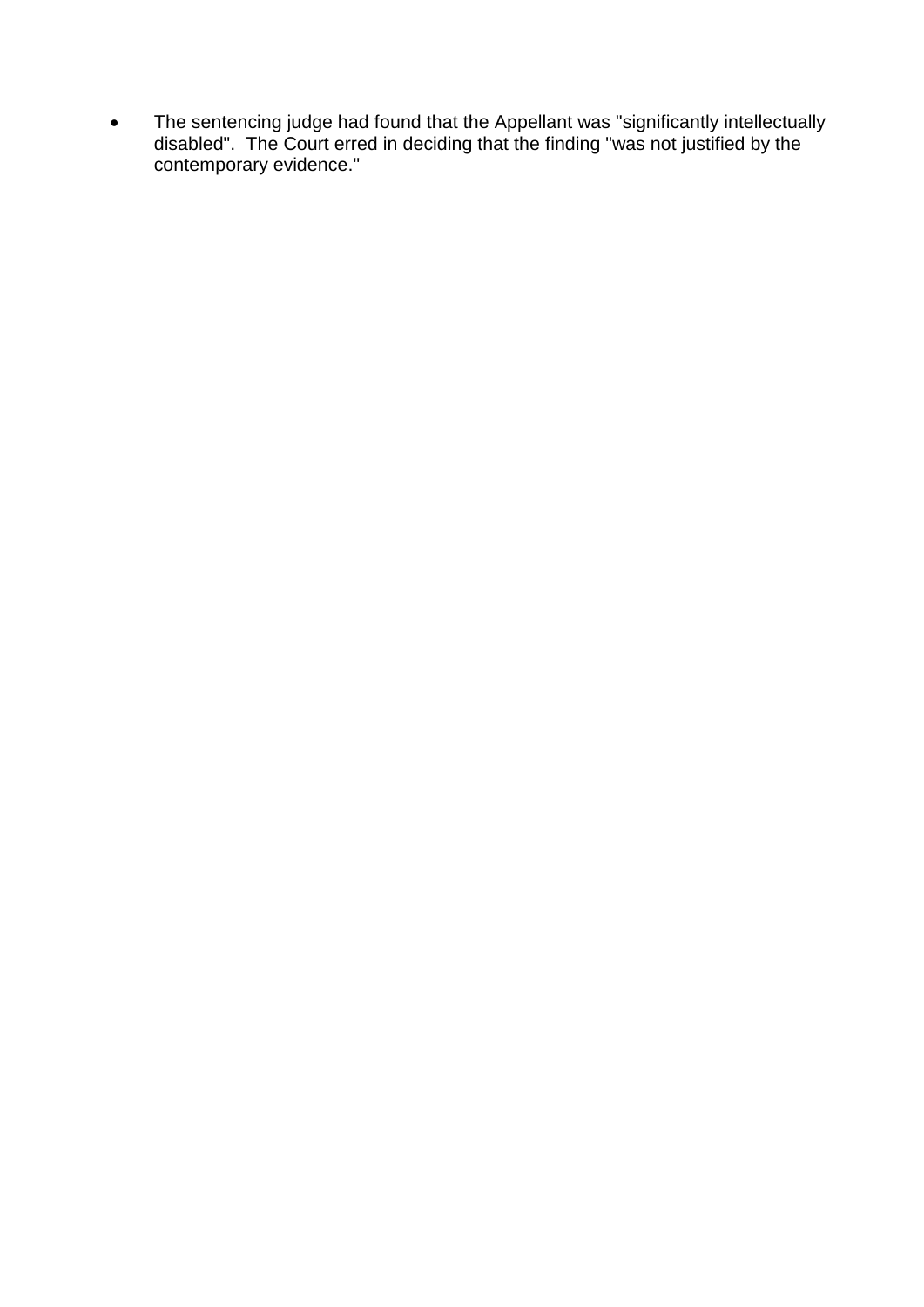- The sentencing judge had found that the Appellant was "significantly intellectually disabled". The Court erred in deciding that the finding "was not justified by the contemporary evidence."